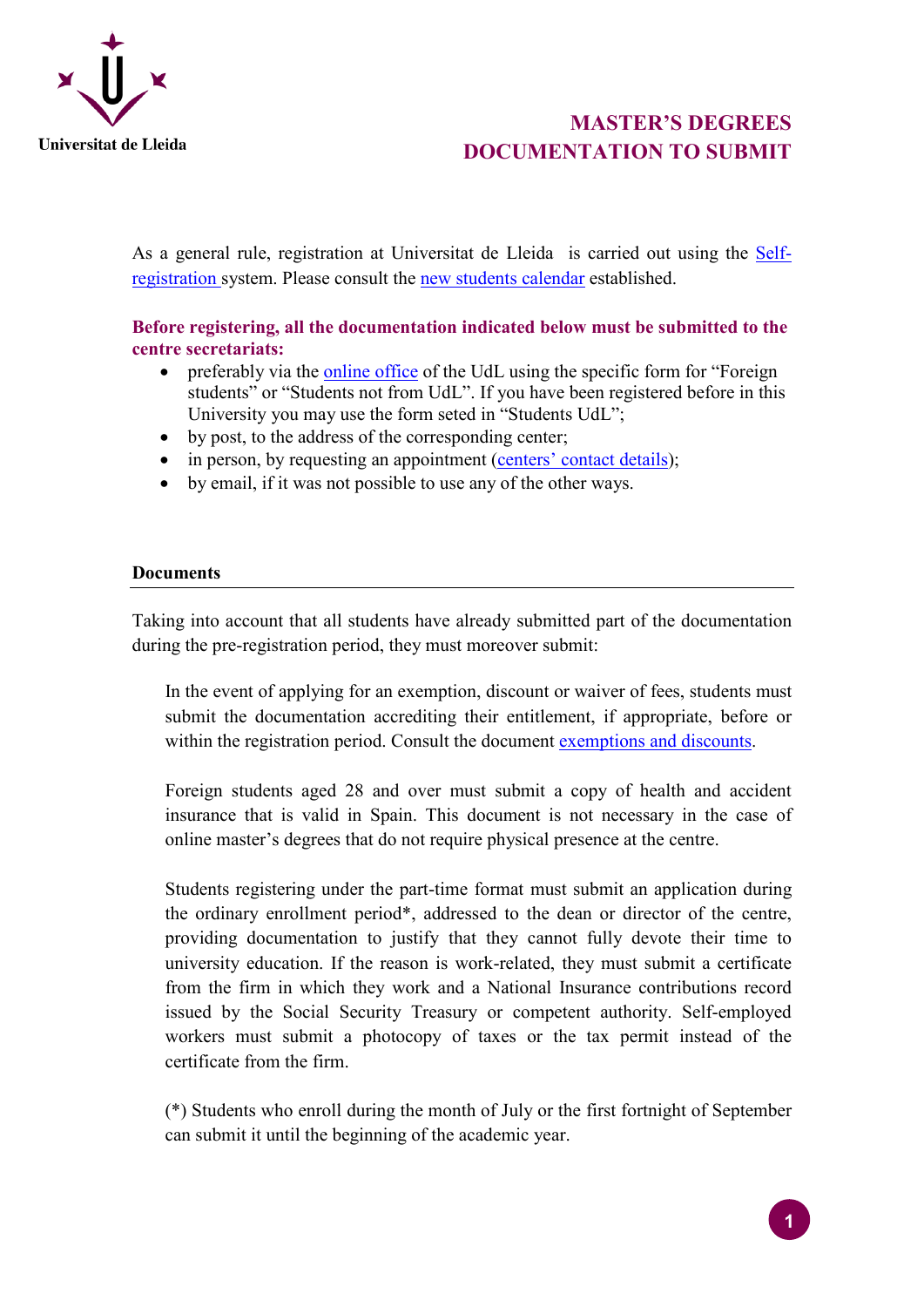Universitat de Lleida

# MASTER'S DEGREES
# DOCUMENTATION TO SUBMIT

As a general rule, registration at Universitat de Lleida is carried out using the Self-registration system. Please consult the new students calendar established.

**Before registering, all the documentation indicated below must be submitted to the centre secretariats:**

- preferably via the online office of the UdL using the specific form for "Foreign students" or "Students not from UdL". If you have been registered before in this University you may use the form seted in "Students UdL";
- by post, to the address of the corresponding center;
- in person, by requesting an appointment (centers' contact details);
- by email, if it was not possible to use any of the other ways.

## Documents

Taking into account that all students have already submitted part of the documentation during the pre-registration period, they must moreover submit:

In the event of applying for an exemption, discount or waiver of fees, students must submit the documentation accrediting their entitlement, if appropriate, before or within the registration period. Consult the document exemptions and discounts.

Foreign students aged 28 and over must submit a copy of health and accident insurance that is valid in Spain. This document is not necessary in the case of online master's degrees that do not require physical presence at the centre.

Students registering under the part-time format must submit an application during the ordinary enrollment period*, addressed to the dean or director of the centre, providing documentation to justify that they cannot fully devote their time to university education. If the reason is work-related, they must submit a certificate from the firm in which they work and a National Insurance contributions record issued by the Social Security Treasury or competent authority. Self-employed workers must submit a photocopy of taxes or the tax permit instead of the certificate from the firm.

(*) Students who enroll during the month of July or the first fortnight of September can submit it until the beginning of the academic year.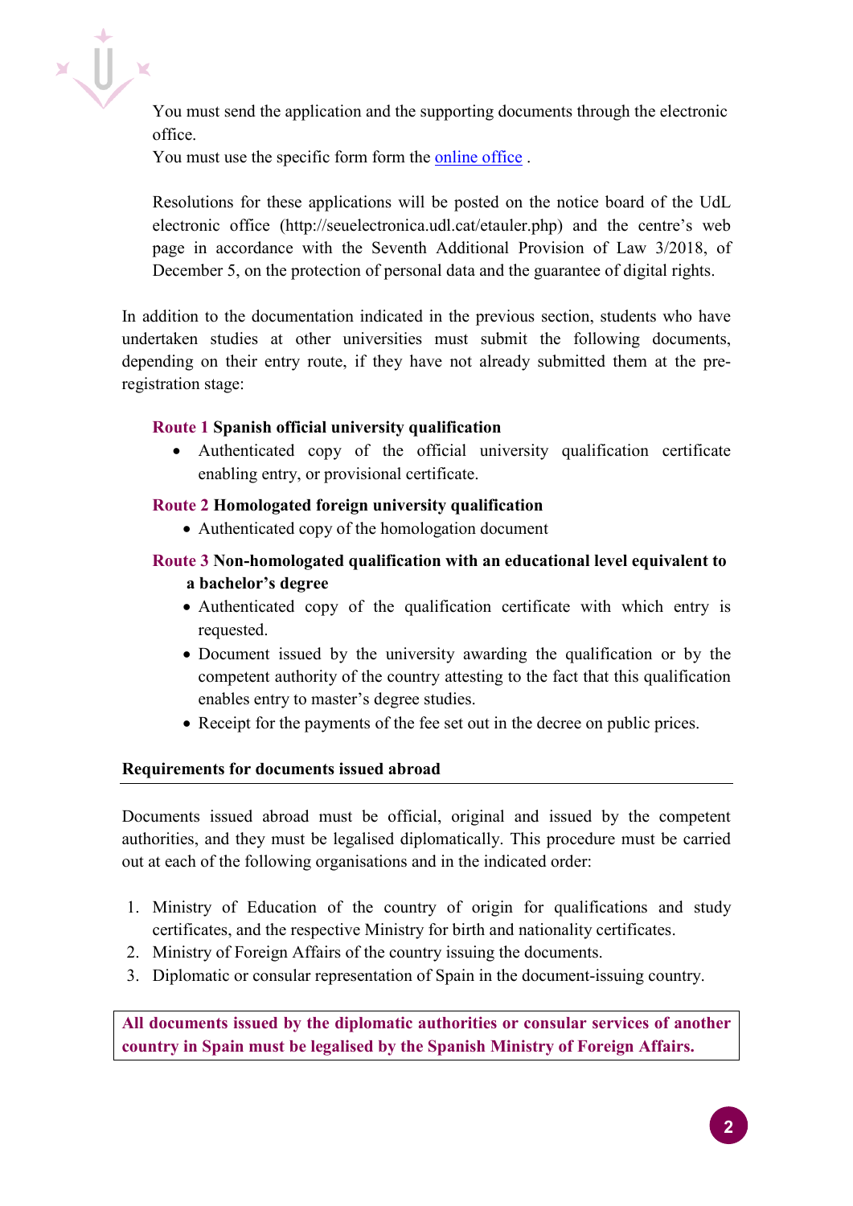You must send the application and the supporting documents through the electronic office.
You must use the specific form form the online office .

Resolutions for these applications will be posted on the notice board of the UdL electronic office (http://seuelectronica.udl.cat/etauler.php) and the centre's web page in accordance with the Seventh Additional Provision of Law 3/2018, of December 5, on the protection of personal data and the guarantee of digital rights.

In addition to the documentation indicated in the previous section, students who have undertaken studies at other universities must submit the following documents, depending on their entry route, if they have not already submitted them at the pre-registration stage:

**Route 1 Spanish official university qualification**

- Authenticated copy of the official university qualification certificate enabling entry, or provisional certificate.

**Route 2 Homologated foreign university qualification**

- Authenticated copy of the homologation document

**Route 3 Non-homologated qualification with an educational level equivalent to a bachelor's degree**

- Authenticated copy of the qualification certificate with which entry is requested.
- Document issued by the university awarding the qualification or by the competent authority of the country attesting to the fact that this qualification enables entry to master's degree studies.
- Receipt for the payments of the fee set out in the decree on public prices.

### Requirements for documents issued abroad

Documents issued abroad must be official, original and issued by the competent authorities, and they must be legalised diplomatically. This procedure must be carried out at each of the following organisations and in the indicated order:

1. Ministry of Education of the country of origin for qualifications and study certificates, and the respective Ministry for birth and nationality certificates.
2. Ministry of Foreign Affairs of the country issuing the documents.
3. Diplomatic or consular representation of Spain in the document-issuing country.

**All documents issued by the diplomatic authorities or consular services of another country in Spain must be legalised by the Spanish Ministry of Foreign Affairs.**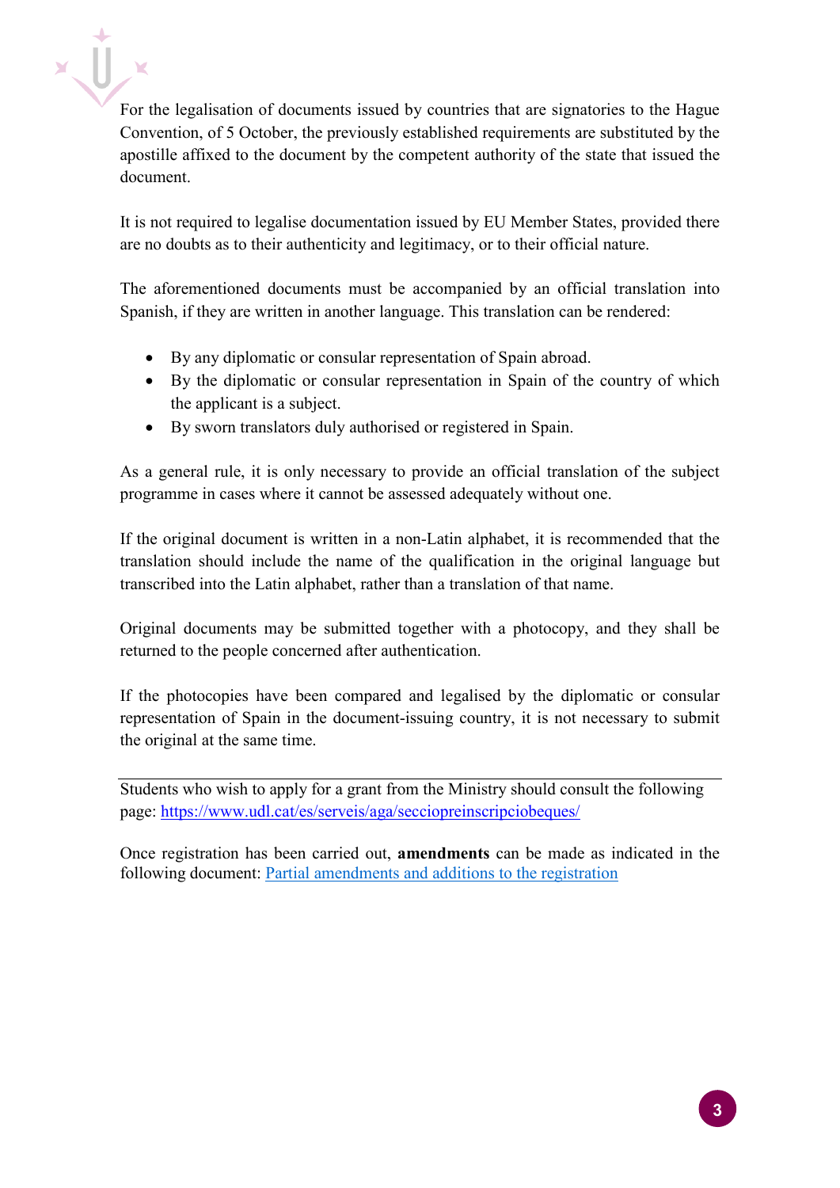For the legalisation of documents issued by countries that are signatories to the Hague Convention, of 5 October, the previously established requirements are substituted by the apostille affixed to the document by the competent authority of the state that issued the document.

It is not required to legalise documentation issued by EU Member States, provided there are no doubts as to their authenticity and legitimacy, or to their official nature.

The aforementioned documents must be accompanied by an official translation into Spanish, if they are written in another language. This translation can be rendered:

- By any diplomatic or consular representation of Spain abroad.
- By the diplomatic or consular representation in Spain of the country of which the applicant is a subject.
- By sworn translators duly authorised or registered in Spain.

As a general rule, it is only necessary to provide an official translation of the subject programme in cases where it cannot be assessed adequately without one.

If the original document is written in a non-Latin alphabet, it is recommended that the translation should include the name of the qualification in the original language but transcribed into the Latin alphabet, rather than a translation of that name.

Original documents may be submitted together with a photocopy, and they shall be returned to the people concerned after authentication.

If the photocopies have been compared and legalised by the diplomatic or consular representation of Spain in the document-issuing country, it is not necessary to submit the original at the same time.

---

Students who wish to apply for a grant from the Ministry should consult the following page: [https://www.udl.cat/es/serveis/aga/secciopreinscripciobeques/](https://www.udl.cat/es/serveis/aga/secciopreinscripciobeques/)

Once registration has been carried out, **amendments** can be made as indicated in the following document: Partial amendments and additions to the registration